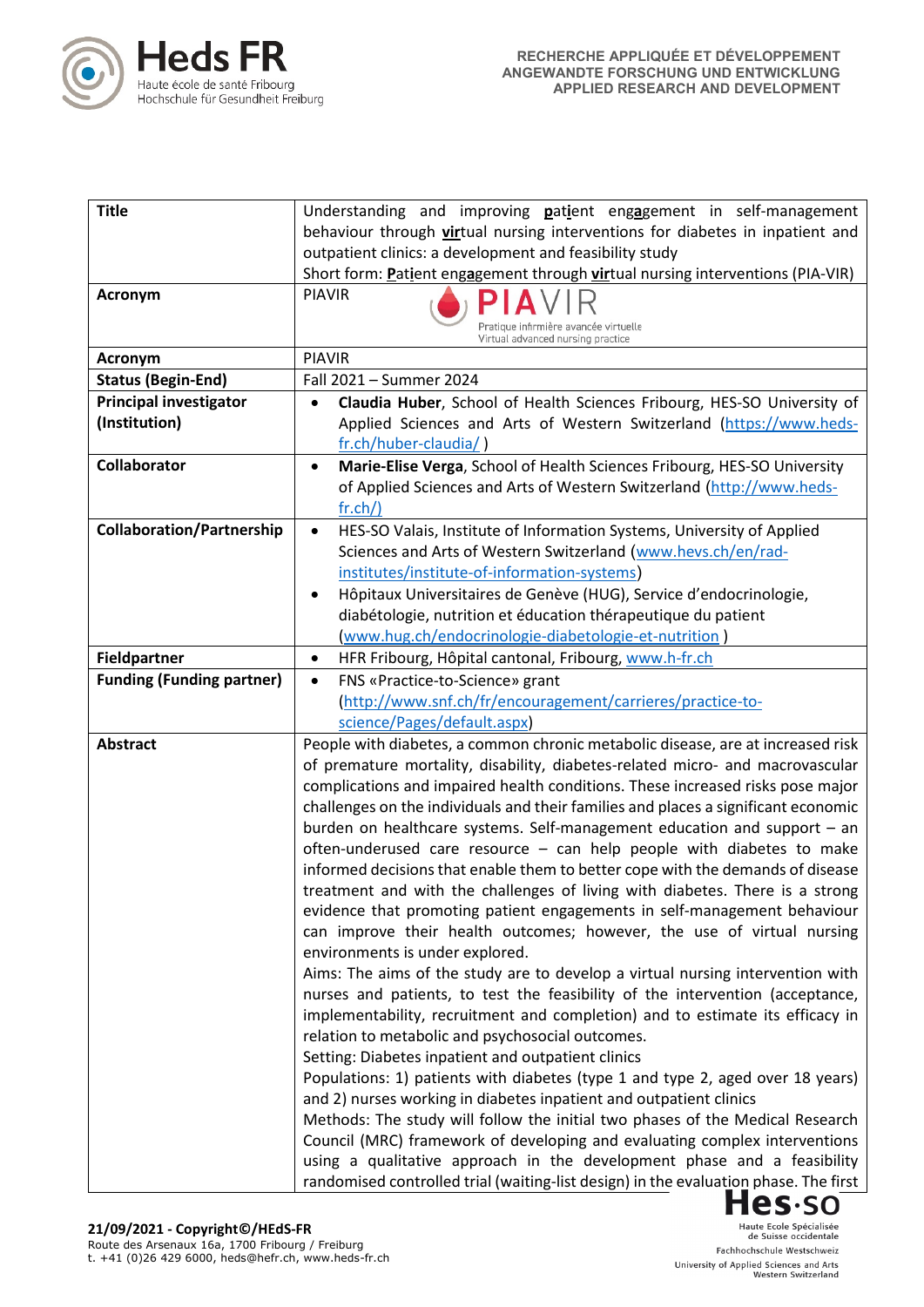| Title | Understanding and improving **p**at**i**ent eng**a**gement in self-management behaviour through **vir**tual nursing interventions for diabetes in inpatient and outpatient clinics: a development and feasibility study<br>Short form: **P**at**i**ent eng**a**gement through **vir**tual nursing interventions (PIA-VIR) |
|---|---|
| **Acronym** | PIAVIR<br>PIAVIR Pratique infirmière avancée virtuelle Virtual advanced nursing practice |
| **Acronym** | PIAVIR |
| **Status (Begin-End)** | Fall 2021 – Summer 2024 |
| **Principal investigator (Institution)** | • **Claudia Huber**, School of Health Sciences Fribourg, HES-SO University of Applied Sciences and Arts of Western Switzerland (https://www.heds-fr.ch/huber-claudia/ ) |
| **Collaborator** | • **Marie-Elise Verga**, School of Health Sciences Fribourg, HES-SO University of Applied Sciences and Arts of Western Switzerland (http://www.heds-fr.ch/) |
| **Collaboration/Partnership** | • HES-SO Valais, Institute of Information Systems, University of Applied Sciences and Arts of Western Switzerland (www.hevs.ch/en/rad-institutes/institute-of-information-systems)<br>• Hôpitaux Universitaires de Genève (HUG), Service d'endocrinologie, diabétologie, nutrition et éducation thérapeutique du patient (www.hug.ch/endocrinologie-diabetologie-et-nutrition ) |
| **Fieldpartner** | • HFR Fribourg, Hôpital cantonal, Fribourg, www.h-fr.ch |
| **Funding (Funding partner)** | • FNS «Practice-to-Science» grant (http://www.snf.ch/fr/encouragement/carrieres/practice-to-science/Pages/default.aspx) |
| **Abstract** | People with diabetes, a common chronic metabolic disease, are at increased risk of premature mortality, disability, diabetes-related micro- and macrovascular complications and impaired health conditions. These increased risks pose major challenges on the individuals and their families and places a significant economic burden on healthcare systems. Self-management education and support – an often-underused care resource – can help people with diabetes to make informed decisions that enable them to better cope with the demands of disease treatment and with the challenges of living with diabetes. There is a strong evidence that promoting patient engagements in self-management behaviour can improve their health outcomes; however, the use of virtual nursing environments is under explored.<br>Aims: The aims of the study are to develop a virtual nursing intervention with nurses and patients, to test the feasibility of the intervention (acceptance, implementability, recruitment and completion) and to estimate its efficacy in relation to metabolic and psychosocial outcomes.<br>Setting: Diabetes inpatient and outpatient clinics<br>Populations: 1) patients with diabetes (type 1 and type 2, aged over 18 years) and 2) nurses working in diabetes inpatient and outpatient clinics<br>Methods: The study will follow the initial two phases of the Medical Research Council (MRC) framework of developing and evaluating complex interventions using a qualitative approach in the development phase and a feasibility randomised controlled trial (waiting-list design) in the evaluation phase. The first |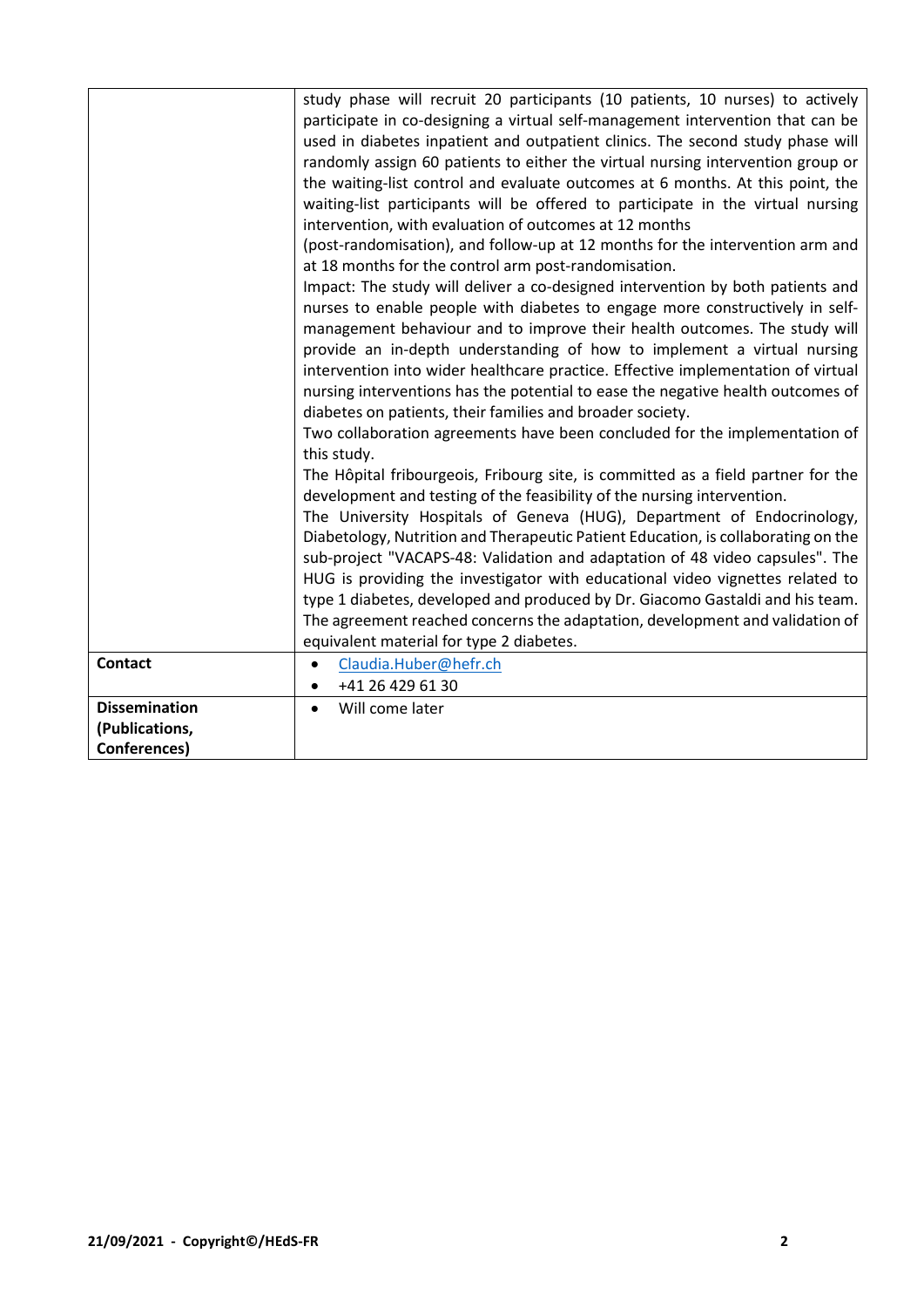| | |
|---|---|
| | study phase will recruit 20 participants (10 patients, 10 nurses) to actively participate in co-designing a virtual self-management intervention that can be used in diabetes inpatient and outpatient clinics. The second study phase will randomly assign 60 patients to either the virtual nursing intervention group or the waiting-list control and evaluate outcomes at 6 months. At this point, the waiting-list participants will be offered to participate in the virtual nursing intervention, with evaluation of outcomes at 12 months<br>(post-randomisation), and follow-up at 12 months for the intervention arm and at 18 months for the control arm post-randomisation.<br>Impact: The study will deliver a co-designed intervention by both patients and nurses to enable people with diabetes to engage more constructively in self-management behaviour and to improve their health outcomes. The study will provide an in-depth understanding of how to implement a virtual nursing intervention into wider healthcare practice. Effective implementation of virtual nursing interventions has the potential to ease the negative health outcomes of diabetes on patients, their families and broader society.<br>Two collaboration agreements have been concluded for the implementation of this study.<br>The Hôpital fribourgeois, Fribourg site, is committed as a field partner for the development and testing of the feasibility of the nursing intervention.<br>The University Hospitals of Geneva (HUG), Department of Endocrinology, Diabetology, Nutrition and Therapeutic Patient Education, is collaborating on the sub-project "VACAPS-48: Validation and adaptation of 48 video capsules". The HUG is providing the investigator with educational video vignettes related to type 1 diabetes, developed and produced by Dr. Giacomo Gastaldi and his team. The agreement reached concerns the adaptation, development and validation of equivalent material for type 2 diabetes. |
| **Contact** | • Claudia.Huber@hefr.ch<br>• +41 26 429 61 30 |
| **Dissemination (Publications, Conferences)** | • Will come later |